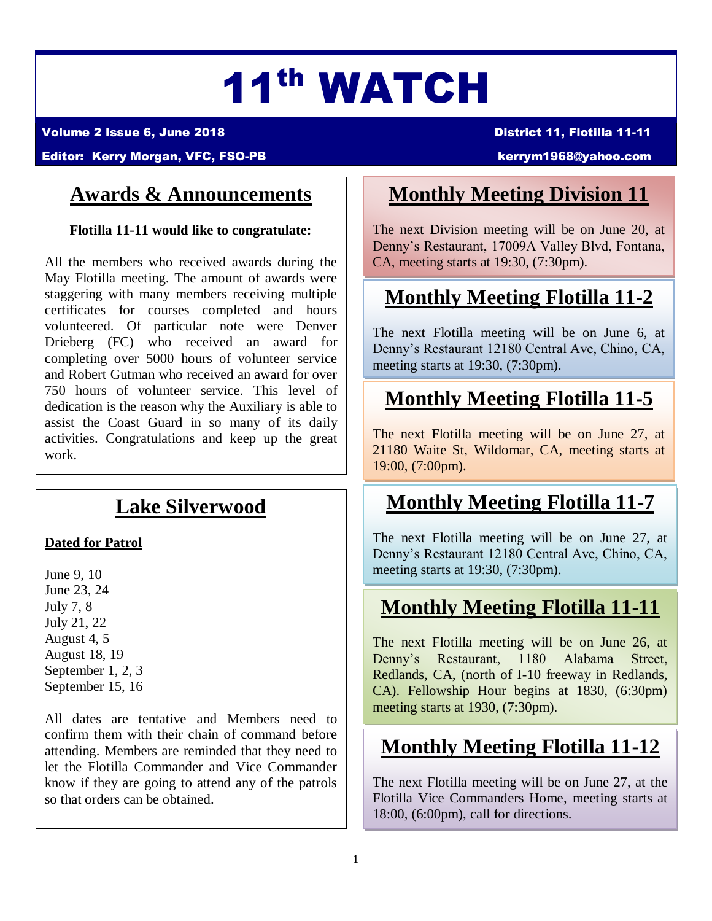# 11th WATCH

**Volume 2 Issue 6, June 2018** — **District 11, Flotilla 11-11**

**Editor: Kerry Morgan, VFC, FSO-PB** — **kerrym1968@yahoo.com**

## Awards & Announcements

**Flotilla 11-11 would like to congratulate:**

All the members who received awards during the May Flotilla meeting. The amount of awards were staggering with many members receiving multiple certificates for courses completed and hours volunteered. Of particular note were Denver Drieberg (FC) who received an award for completing over 5000 hours of volunteer service and Robert Gutman who received an award for over 750 hours of volunteer service. This level of dedication is the reason why the Auxiliary is able to assist the Coast Guard in so many of its daily activities. Congratulations and keep up the great work.

## Lake Silverwood

**Dated for Patrol**

June 9, 10
June 23, 24
July 7, 8
July 21, 22
August 4, 5
August 18, 19
September 1, 2, 3
September 15, 16

All dates are tentative and Members need to confirm them with their chain of command before attending. Members are reminded that they need to let the Flotilla Commander and Vice Commander know if they are going to attend any of the patrols so that orders can be obtained.

## Monthly Meeting Division 11

The next Division meeting will be on June 20, at Denny's Restaurant, 17009A Valley Blvd, Fontana, CA, meeting starts at 19:30, (7:30pm).

## Monthly Meeting Flotilla 11-2

The next Flotilla meeting will be on June 6, at Denny's Restaurant 12180 Central Ave, Chino, CA, meeting starts at 19:30, (7:30pm).

## Monthly Meeting Flotilla 11-5

The next Flotilla meeting will be on June 27, at 21180 Waite St, Wildomar, CA, meeting starts at 19:00, (7:00pm).

## Monthly Meeting Flotilla 11-7

The next Flotilla meeting will be on June 27, at Denny's Restaurant 12180 Central Ave, Chino, CA, meeting starts at 19:30, (7:30pm).

## Monthly Meeting Flotilla 11-11

The next Flotilla meeting will be on June 26, at Denny's Restaurant, 1180 Alabama Street, Redlands, CA, (north of I-10 freeway in Redlands, CA). Fellowship Hour begins at 1830, (6:30pm) meeting starts at 1930, (7:30pm).

## Monthly Meeting Flotilla 11-12

The next Flotilla meeting will be on June 27, at the Flotilla Vice Commanders Home, meeting starts at 18:00, (6:00pm), call for directions.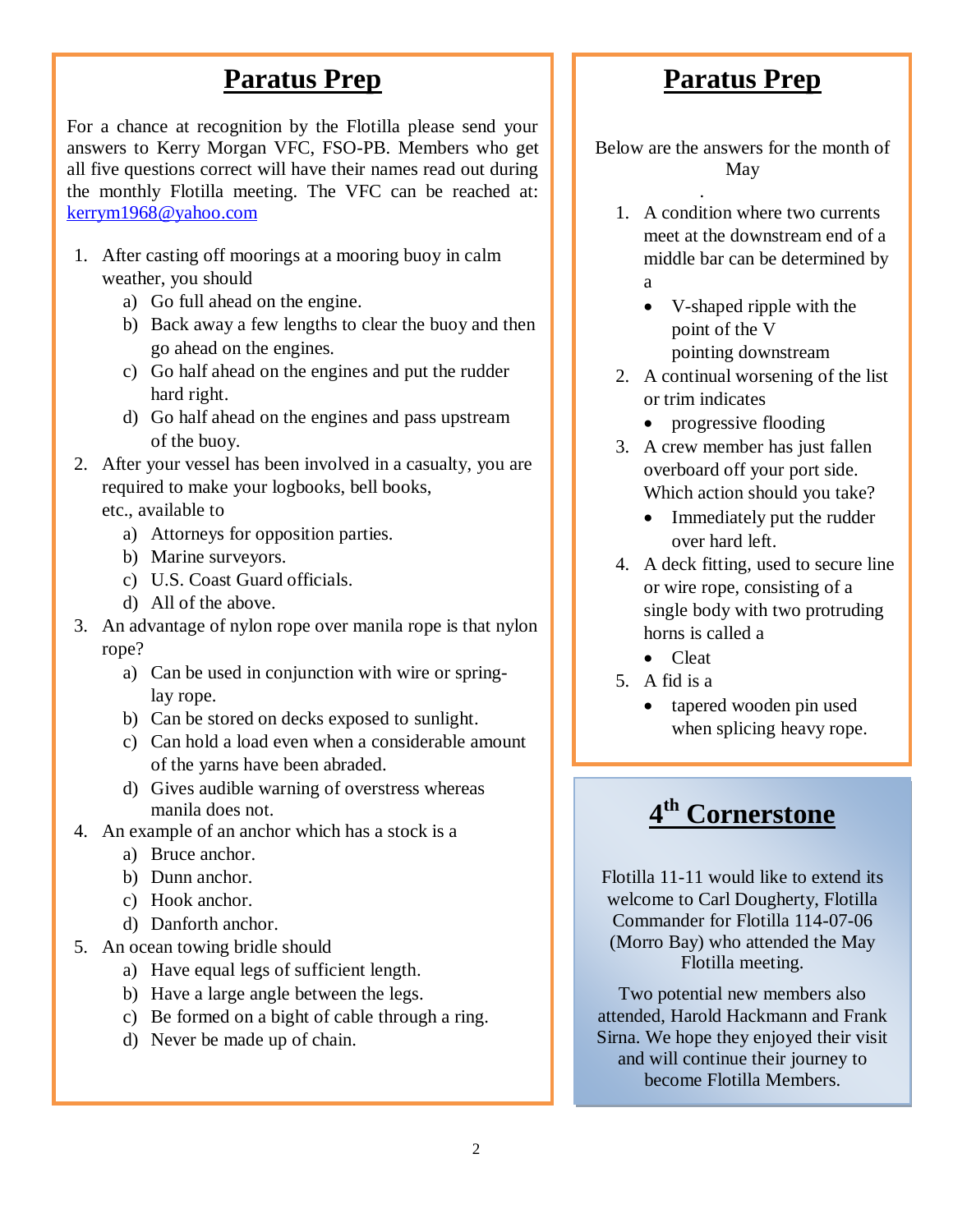## Paratus Prep

For a chance at recognition by the Flotilla please send your answers to Kerry Morgan VFC, FSO-PB. Members who get all five questions correct will have their names read out during the monthly Flotilla meeting. The VFC can be reached at: kerrym1968@yahoo.com

1. After casting off moorings at a mooring buoy in calm weather, you should
   a) Go full ahead on the engine.
   b) Back away a few lengths to clear the buoy and then go ahead on the engines.
   c) Go half ahead on the engines and put the rudder hard right.
   d) Go half ahead on the engines and pass upstream of the buoy.
2. After your vessel has been involved in a casualty, you are required to make your logbooks, bell books, etc., available to
   a) Attorneys for opposition parties.
   b) Marine surveyors.
   c) U.S. Coast Guard officials.
   d) All of the above.
3. An advantage of nylon rope over manila rope is that nylon rope?
   a) Can be used in conjunction with wire or spring-lay rope.
   b) Can be stored on decks exposed to sunlight.
   c) Can hold a load even when a considerable amount of the yarns have been abraded.
   d) Gives audible warning of overstress whereas manila does not.
4. An example of an anchor which has a stock is a
   a) Bruce anchor.
   b) Dunn anchor.
   c) Hook anchor.
   d) Danforth anchor.
5. An ocean towing bridle should
   a) Have equal legs of sufficient length.
   b) Have a large angle between the legs.
   c) Be formed on a bight of cable through a ring.
   d) Never be made up of chain.

## Paratus Prep

Below are the answers for the month of May

1. A condition where two currents meet at the downstream end of a middle bar can be determined by a
   - V-shaped ripple with the point of the V pointing downstream
2. A continual worsening of the list or trim indicates
   - progressive flooding
3. A crew member has just fallen overboard off your port side. Which action should you take?
   - Immediately put the rudder over hard left.
4. A deck fitting, used to secure line or wire rope, consisting of a single body with two protruding horns is called a
   - Cleat
5. A fid is a
   - tapered wooden pin used when splicing heavy rope.

## 4th Cornerstone

Flotilla 11-11 would like to extend its welcome to Carl Dougherty, Flotilla Commander for Flotilla 114-07-06 (Morro Bay) who attended the May Flotilla meeting.

Two potential new members also attended, Harold Hackmann and Frank Sirna. We hope they enjoyed their visit and will continue their journey to become Flotilla Members.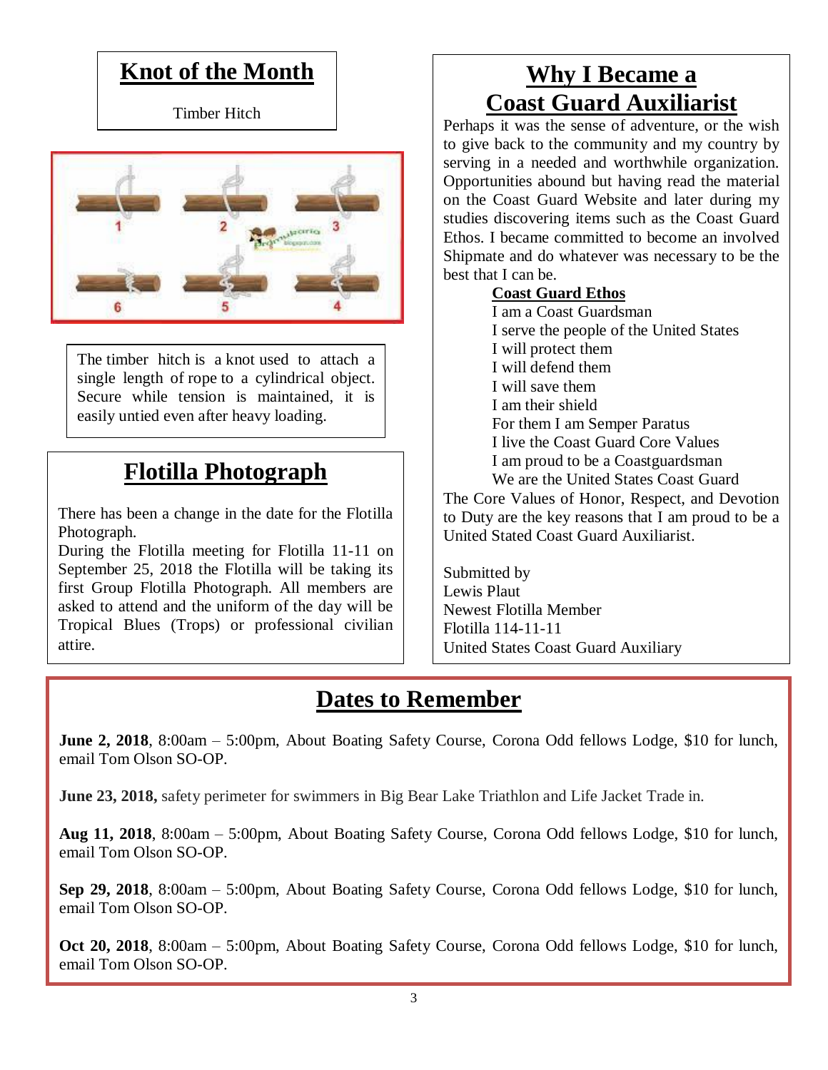## Knot of the Month

Timber Hitch

The timber hitch is a knot used to attach a single length of rope to a cylindrical object. Secure while tension is maintained, it is easily untied even after heavy loading.

## Flotilla Photograph

There has been a change in the date for the Flotilla Photograph.

During the Flotilla meeting for Flotilla 11-11 on September 25, 2018 the Flotilla will be taking its first Group Flotilla Photograph. All members are asked to attend and the uniform of the day will be Tropical Blues (Trops) or professional civilian attire.

## Why I Became a Coast Guard Auxiliarist

Perhaps it was the sense of adventure, or the wish to give back to the community and my country by serving in a needed and worthwhile organization. Opportunities abound but having read the material on the Coast Guard Website and later during my studies discovering items such as the Coast Guard Ethos. I became committed to become an involved Shipmate and do whatever was necessary to be the best that I can be.

**Coast Guard Ethos**

I am a Coast Guardsman
I serve the people of the United States
I will protect them
I will defend them
I will save them
I am their shield
For them I am Semper Paratus
I live the Coast Guard Core Values
I am proud to be a Coastguardsman
We are the United States Coast Guard

The Core Values of Honor, Respect, and Devotion to Duty are the key reasons that I am proud to be a United Stated Coast Guard Auxiliarist.

Submitted by
Lewis Plaut
Newest Flotilla Member
Flotilla 114-11-11
United States Coast Guard Auxiliary

## Dates to Remember

**June 2, 2018**, 8:00am – 5:00pm, About Boating Safety Course, Corona Odd fellows Lodge, $10 for lunch, email Tom Olson SO-OP.

**June 23, 2018,** safety perimeter for swimmers in Big Bear Lake Triathlon and Life Jacket Trade in.

**Aug 11, 2018**, 8:00am – 5:00pm, About Boating Safety Course, Corona Odd fellows Lodge, $10 for lunch, email Tom Olson SO-OP.

**Sep 29, 2018**, 8:00am – 5:00pm, About Boating Safety Course, Corona Odd fellows Lodge, $10 for lunch, email Tom Olson SO-OP.

**Oct 20, 2018**, 8:00am – 5:00pm, About Boating Safety Course, Corona Odd fellows Lodge, $10 for lunch, email Tom Olson SO-OP.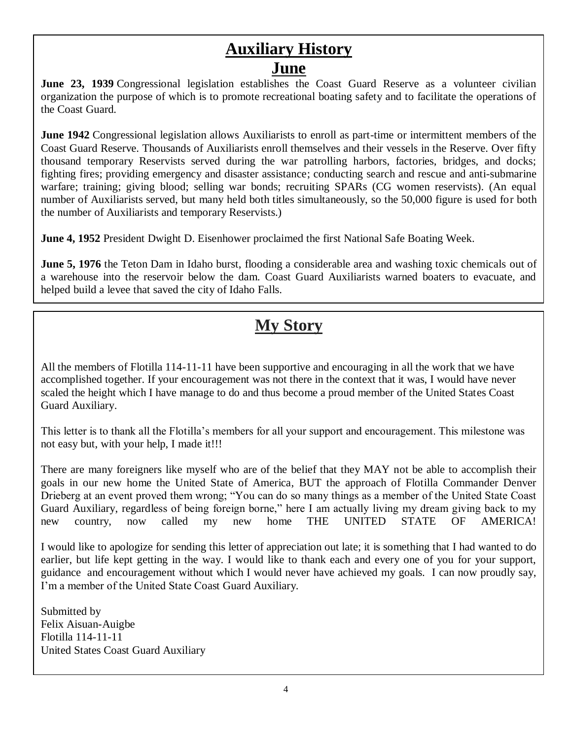# Auxiliary History

## June

**June 23, 1939** Congressional legislation establishes the Coast Guard Reserve as a volunteer civilian organization the purpose of which is to promote recreational boating safety and to facilitate the operations of the Coast Guard.

**June 1942** Congressional legislation allows Auxiliarists to enroll as part-time or intermittent members of the Coast Guard Reserve. Thousands of Auxiliarists enroll themselves and their vessels in the Reserve. Over fifty thousand temporary Reservists served during the war patrolling harbors, factories, bridges, and docks; fighting fires; providing emergency and disaster assistance; conducting search and rescue and anti-submarine warfare; training; giving blood; selling war bonds; recruiting SPARs (CG women reservists). (An equal number of Auxiliarists served, but many held both titles simultaneously, so the 50,000 figure is used for both the number of Auxiliarists and temporary Reservists.)

**June 4, 1952** President Dwight D. Eisenhower proclaimed the first National Safe Boating Week.

**June 5, 1976** the Teton Dam in Idaho burst, flooding a considerable area and washing toxic chemicals out of a warehouse into the reservoir below the dam. Coast Guard Auxiliarists warned boaters to evacuate, and helped build a levee that saved the city of Idaho Falls.

# My Story

All the members of Flotilla 114-11-11 have been supportive and encouraging in all the work that we have accomplished together. If your encouragement was not there in the context that it was, I would have never scaled the height which I have manage to do and thus become a proud member of the United States Coast Guard Auxiliary.

This letter is to thank all the Flotilla's members for all your support and encouragement. This milestone was not easy but, with your help, I made it!!!

There are many foreigners like myself who are of the belief that they MAY not be able to accomplish their goals in our new home the United State of America, BUT the approach of Flotilla Commander Denver Drieberg at an event proved them wrong; "You can do so many things as a member of the United State Coast Guard Auxiliary, regardless of being foreign borne," here I am actually living my dream giving back to my new country, now called my new home THE UNITED STATE OF AMERICA!

I would like to apologize for sending this letter of appreciation out late; it is something that I had wanted to do earlier, but life kept getting in the way. I would like to thank each and every one of you for your support, guidance and encouragement without which I would never have achieved my goals. I can now proudly say, I'm a member of the United State Coast Guard Auxiliary.

Submitted by
Felix Aisuan-Auigbe
Flotilla 114-11-11
United States Coast Guard Auxiliary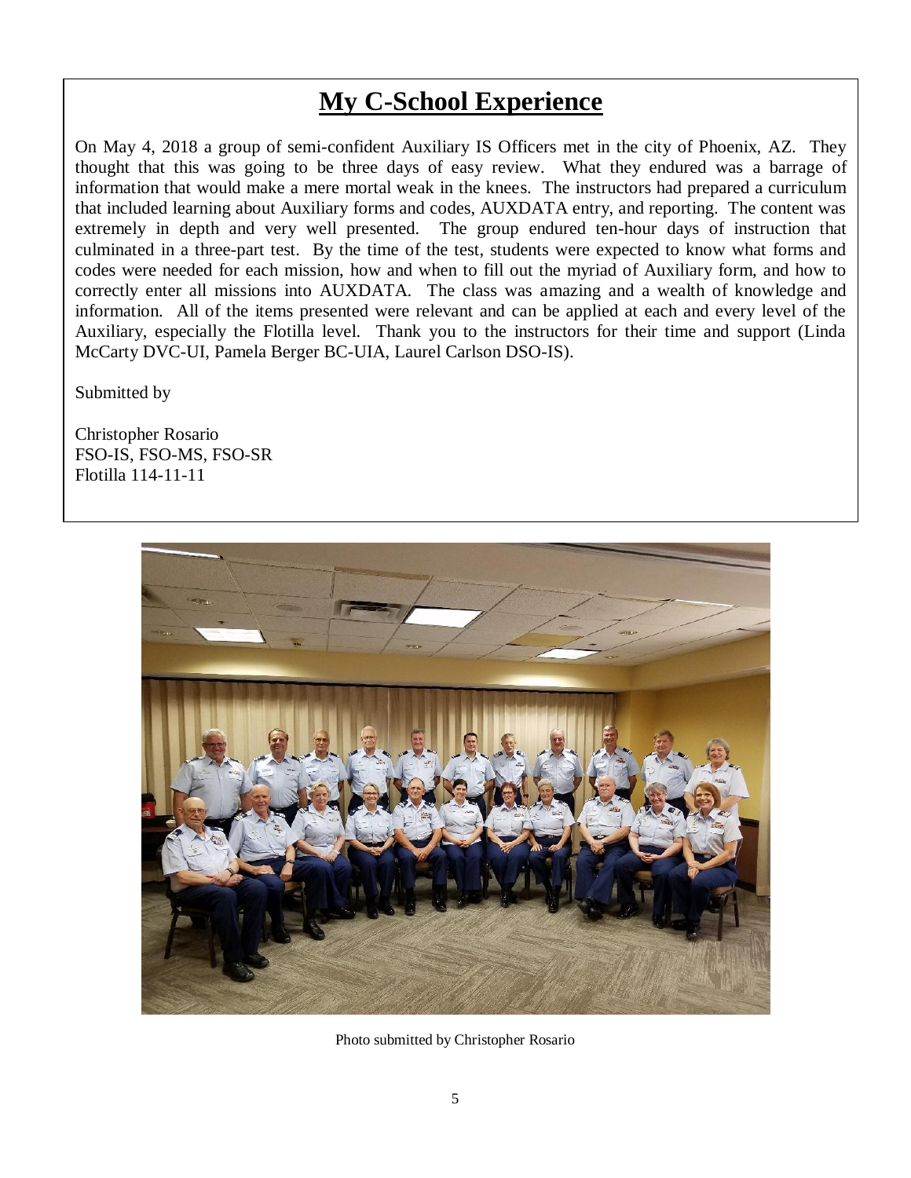# My C-School Experience

On May 4, 2018 a group of semi-confident Auxiliary IS Officers met in the city of Phoenix, AZ. They thought that this was going to be three days of easy review. What they endured was a barrage of information that would make a mere mortal weak in the knees. The instructors had prepared a curriculum that included learning about Auxiliary forms and codes, AUXDATA entry, and reporting. The content was extremely in depth and very well presented. The group endured ten-hour days of instruction that culminated in a three-part test. By the time of the test, students were expected to know what forms and codes were needed for each mission, how and when to fill out the myriad of Auxiliary form, and how to correctly enter all missions into AUXDATA. The class was amazing and a wealth of knowledge and information. All of the items presented were relevant and can be applied at each and every level of the Auxiliary, especially the Flotilla level. Thank you to the instructors for their time and support (Linda McCarty DVC-UI, Pamela Berger BC-UIA, Laurel Carlson DSO-IS).

Submitted by

Christopher Rosario
FSO-IS, FSO-MS, FSO-SR
Flotilla 114-11-11

Photo submitted by Christopher Rosario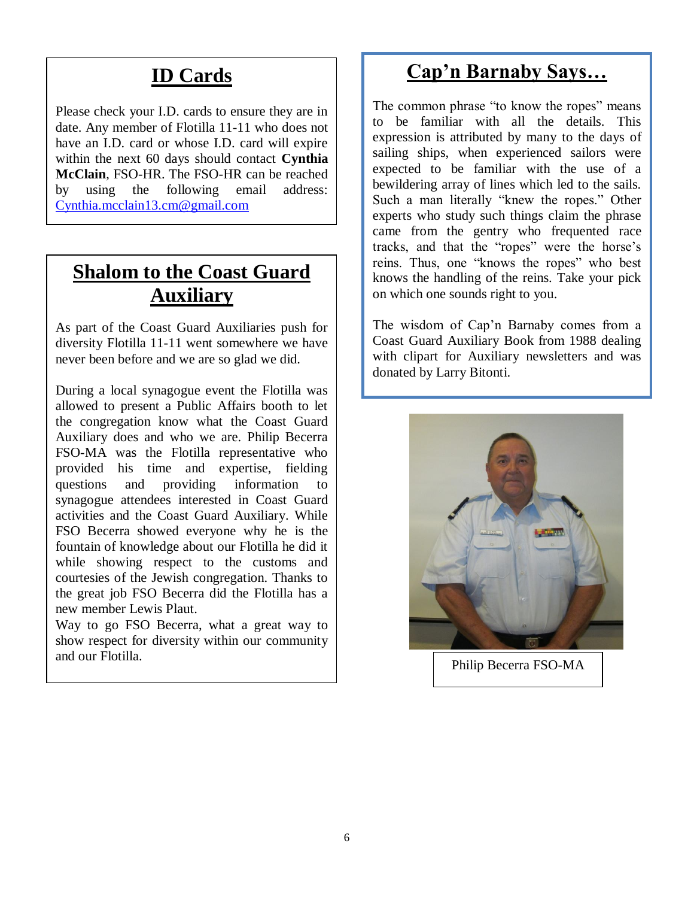## ID Cards

Please check your I.D. cards to ensure they are in date. Any member of Flotilla 11-11 who does not have an I.D. card or whose I.D. card will expire within the next 60 days should contact **Cynthia McClain**, FSO-HR. The FSO-HR can be reached by using the following email address: Cynthia.mcclain13.cm@gmail.com

## Shalom to the Coast Guard Auxiliary

As part of the Coast Guard Auxiliaries push for diversity Flotilla 11-11 went somewhere we have never been before and we are so glad we did.

During a local synagogue event the Flotilla was allowed to present a Public Affairs booth to let the congregation know what the Coast Guard Auxiliary does and who we are. Philip Becerra FSO-MA was the Flotilla representative who provided his time and expertise, fielding questions and providing information to synagogue attendees interested in Coast Guard activities and the Coast Guard Auxiliary. While FSO Becerra showed everyone why he is the fountain of knowledge about our Flotilla he did it while showing respect to the customs and courtesies of the Jewish congregation. Thanks to the great job FSO Becerra did the Flotilla has a new member Lewis Plaut.

Way to go FSO Becerra, what a great way to show respect for diversity within our community and our Flotilla.

## Cap'n Barnaby Says…

The common phrase "to know the ropes" means to be familiar with all the details. This expression is attributed by many to the days of sailing ships, when experienced sailors were expected to be familiar with the use of a bewildering array of lines which led to the sails. Such a man literally "knew the ropes." Other experts who study such things claim the phrase came from the gentry who frequented race tracks, and that the "ropes" were the horse's reins. Thus, one "knows the ropes" who best knows the handling of the reins. Take your pick on which one sounds right to you.

The wisdom of Cap'n Barnaby comes from a Coast Guard Auxiliary Book from 1988 dealing with clipart for Auxiliary newsletters and was donated by Larry Bitonti.

Philip Becerra FSO-MA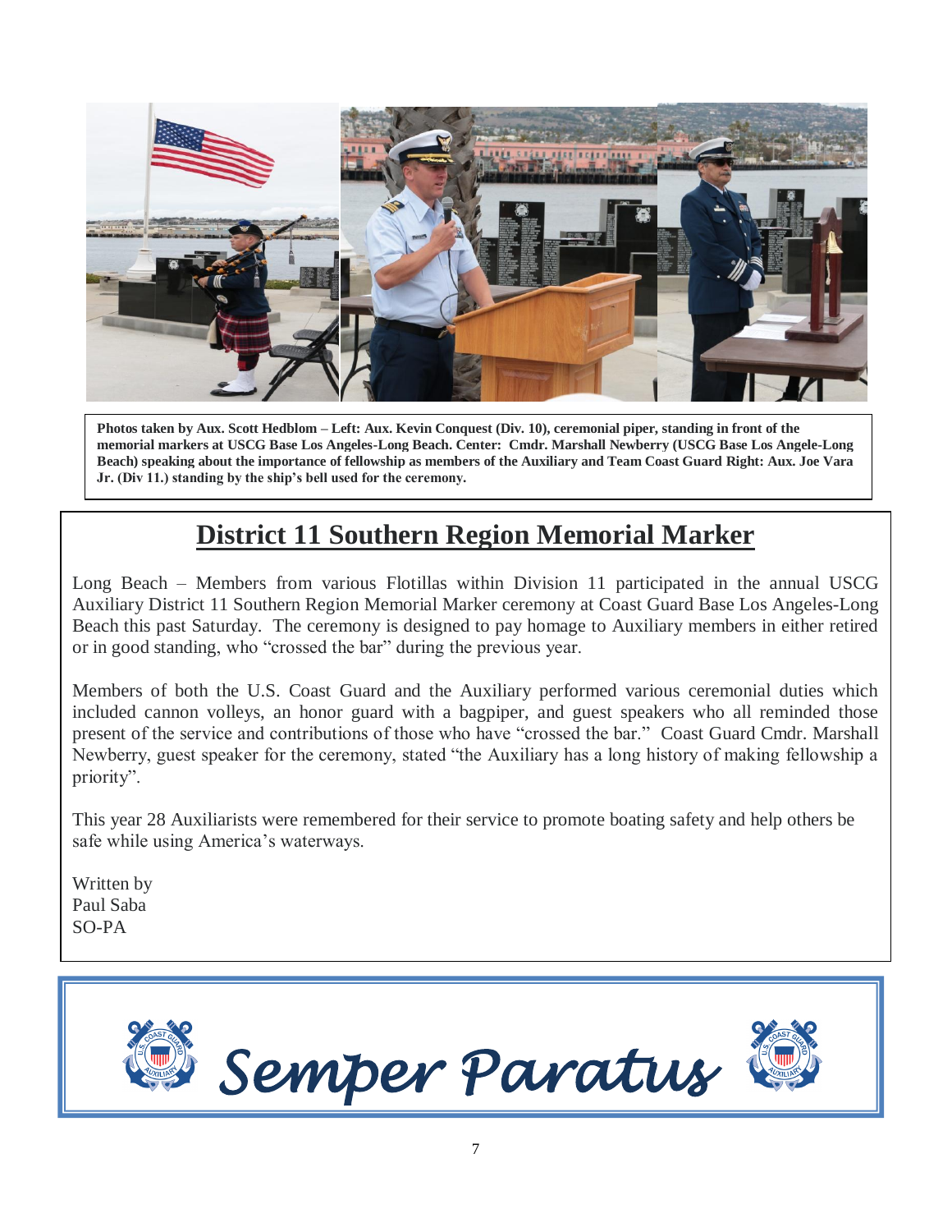**Photos taken by Aux. Scott Hedblom – Left: Aux. Kevin Conquest (Div. 10), ceremonial piper, standing in front of the memorial markers at USCG Base Los Angeles-Long Beach. Center: Cmdr. Marshall Newberry (USCG Base Los Angele-Long Beach) speaking about the importance of fellowship as members of the Auxiliary and Team Coast Guard Right: Aux. Joe Vara Jr. (Div 11.) standing by the ship's bell used for the ceremony.**

## District 11 Southern Region Memorial Marker

Long Beach – Members from various Flotillas within Division 11 participated in the annual USCG Auxiliary District 11 Southern Region Memorial Marker ceremony at Coast Guard Base Los Angeles-Long Beach this past Saturday. The ceremony is designed to pay homage to Auxiliary members in either retired or in good standing, who "crossed the bar" during the previous year.

Members of both the U.S. Coast Guard and the Auxiliary performed various ceremonial duties which included cannon volleys, an honor guard with a bagpiper, and guest speakers who all reminded those present of the service and contributions of those who have "crossed the bar." Coast Guard Cmdr. Marshall Newberry, guest speaker for the ceremony, stated "the Auxiliary has a long history of making fellowship a priority".

This year 28 Auxiliarists were remembered for their service to promote boating safety and help others be safe while using America's waterways.

Written by
Paul Saba
SO-PA

*Semper Paratus*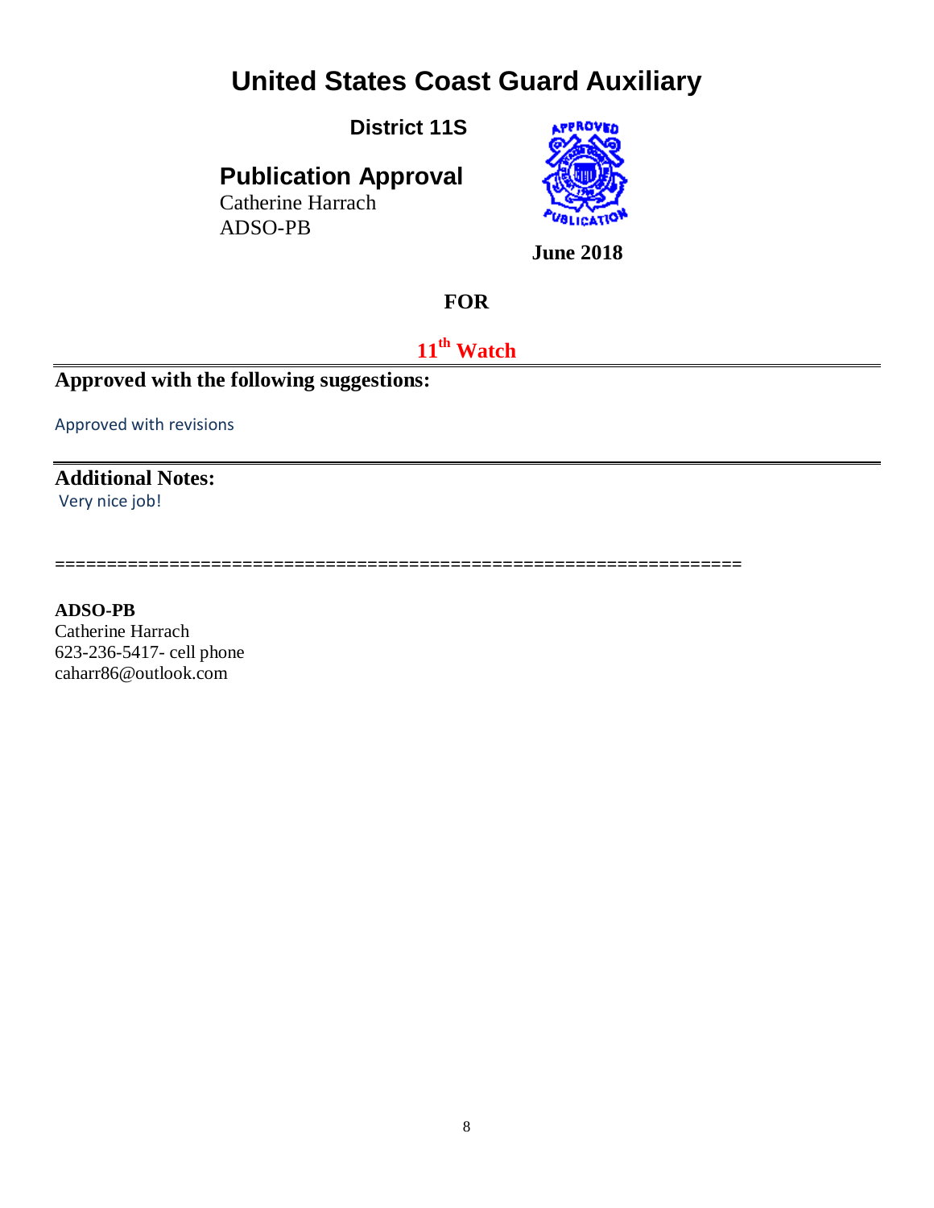# United States Coast Guard Auxiliary

**District 11S**

## Publication Approval

Catherine Harrach
ADSO-PB

**June 2018**

**FOR**

**11th Watch**

---

**Approved with the following suggestions:**

Approved with revisions

---

**Additional Notes:**

Very nice job!

==================================================================

**ADSO-PB**
Catherine Harrach
623-236-5417- cell phone
caharr86@outlook.com